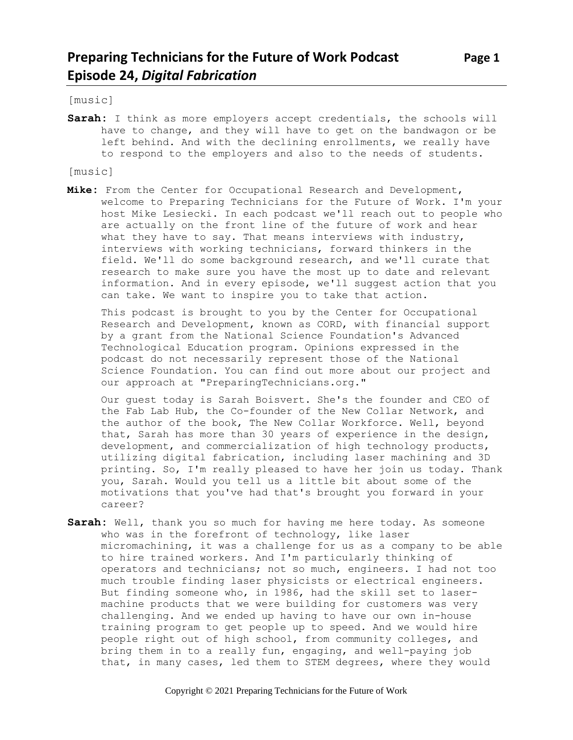# Preparing Technicians for the Future of Work Podcast Episode 24, *Digital Fabrication*

[music]

**Sarah:** I think as more employers accept credentials, the schools will have to change, and they will have to get on the bandwagon or be left behind. And with the declining enrollments, we really have to respond to the employers and also to the needs of students.

[music]

**Mike:** From the Center for Occupational Research and Development, welcome to Preparing Technicians for the Future of Work. I'm your host Mike Lesiecki. In each podcast we'll reach out to people who are actually on the front line of the future of work and hear what they have to say. That means interviews with industry, interviews with working technicians, forward thinkers in the field. We'll do some background research, and we'll curate that research to make sure you have the most up to date and relevant information. And in every episode, we'll suggest action that you can take. We want to inspire you to take that action.

This podcast is brought to you by the Center for Occupational Research and Development, known as CORD, with financial support by a grant from the National Science Foundation's Advanced Technological Education program. Opinions expressed in the podcast do not necessarily represent those of the National Science Foundation. You can find out more about our project and our approach at "PreparingTechnicians.org."

Our guest today is Sarah Boisvert. She's the founder and CEO of the Fab Lab Hub, the Co-founder of the New Collar Network, and the author of the book, The New Collar Workforce. Well, beyond that, Sarah has more than 30 years of experience in the design, development, and commercialization of high technology products, utilizing digital fabrication, including laser machining and 3D printing. So, I'm really pleased to have her join us today. Thank you, Sarah. Would you tell us a little bit about some of the motivations that you've had that's brought you forward in your career?

**Sarah:** Well, thank you so much for having me here today. As someone who was in the forefront of technology, like laser micromachining, it was a challenge for us as a company to be able to hire trained workers. And I'm particularly thinking of operators and technicians; not so much, engineers. I had not too much trouble finding laser physicists or electrical engineers. But finding someone who, in 1986, had the skill set to laser-machine products that we were building for customers was very challenging. And we ended up having to have our own in-house training program to get people up to speed. And we would hire people right out of high school, from community colleges, and bring them in to a really fun, engaging, and well-paying job that, in many cases, led them to STEM degrees, where they would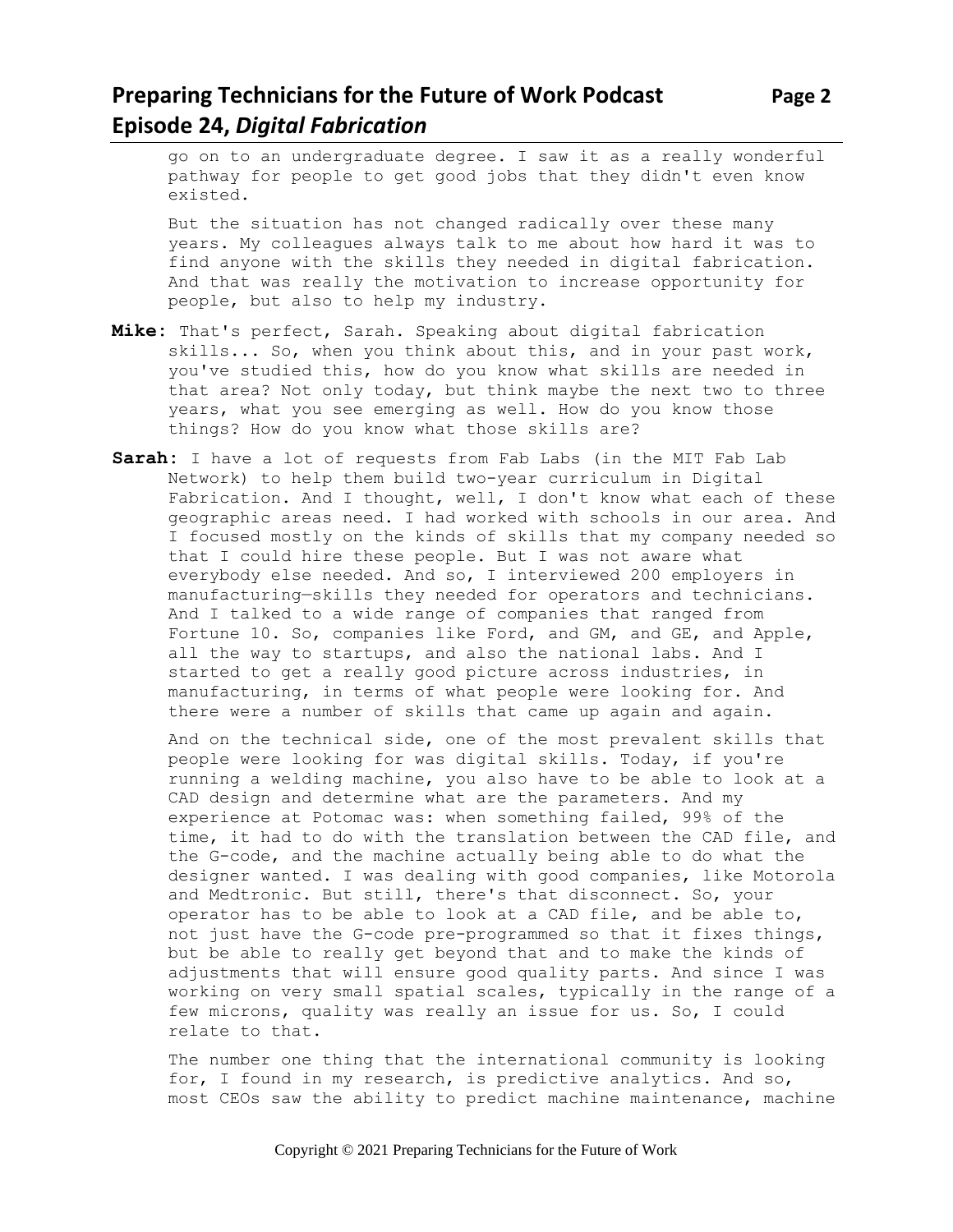go on to an undergraduate degree. I saw it as a really wonderful pathway for people to get good jobs that they didn't even know existed.

But the situation has not changed radically over these many years. My colleagues always talk to me about how hard it was to find anyone with the skills they needed in digital fabrication. And that was really the motivation to increase opportunity for people, but also to help my industry.

**Mike:** That's perfect, Sarah. Speaking about digital fabrication skills... So, when you think about this, and in your past work, you've studied this, how do you know what skills are needed in that area? Not only today, but think maybe the next two to three years, what you see emerging as well. How do you know those things? How do you know what those skills are?

**Sarah:** I have a lot of requests from Fab Labs (in the MIT Fab Lab Network) to help them build two-year curriculum in Digital Fabrication. And I thought, well, I don't know what each of these geographic areas need. I had worked with schools in our area. And I focused mostly on the kinds of skills that my company needed so that I could hire these people. But I was not aware what everybody else needed. And so, I interviewed 200 employers in manufacturing—skills they needed for operators and technicians. And I talked to a wide range of companies that ranged from Fortune 10. So, companies like Ford, and GM, and GE, and Apple, all the way to startups, and also the national labs. And I started to get a really good picture across industries, in manufacturing, in terms of what people were looking for. And there were a number of skills that came up again and again.

And on the technical side, one of the most prevalent skills that people were looking for was digital skills. Today, if you're running a welding machine, you also have to be able to look at a CAD design and determine what are the parameters. And my experience at Potomac was: when something failed, 99% of the time, it had to do with the translation between the CAD file, and the G-code, and the machine actually being able to do what the designer wanted. I was dealing with good companies, like Motorola and Medtronic. But still, there's that disconnect. So, your operator has to be able to look at a CAD file, and be able to, not just have the G-code pre-programmed so that it fixes things, but be able to really get beyond that and to make the kinds of adjustments that will ensure good quality parts. And since I was working on very small spatial scales, typically in the range of a few microns, quality was really an issue for us. So, I could relate to that.

The number one thing that the international community is looking for, I found in my research, is predictive analytics. And so, most CEOs saw the ability to predict machine maintenance, machine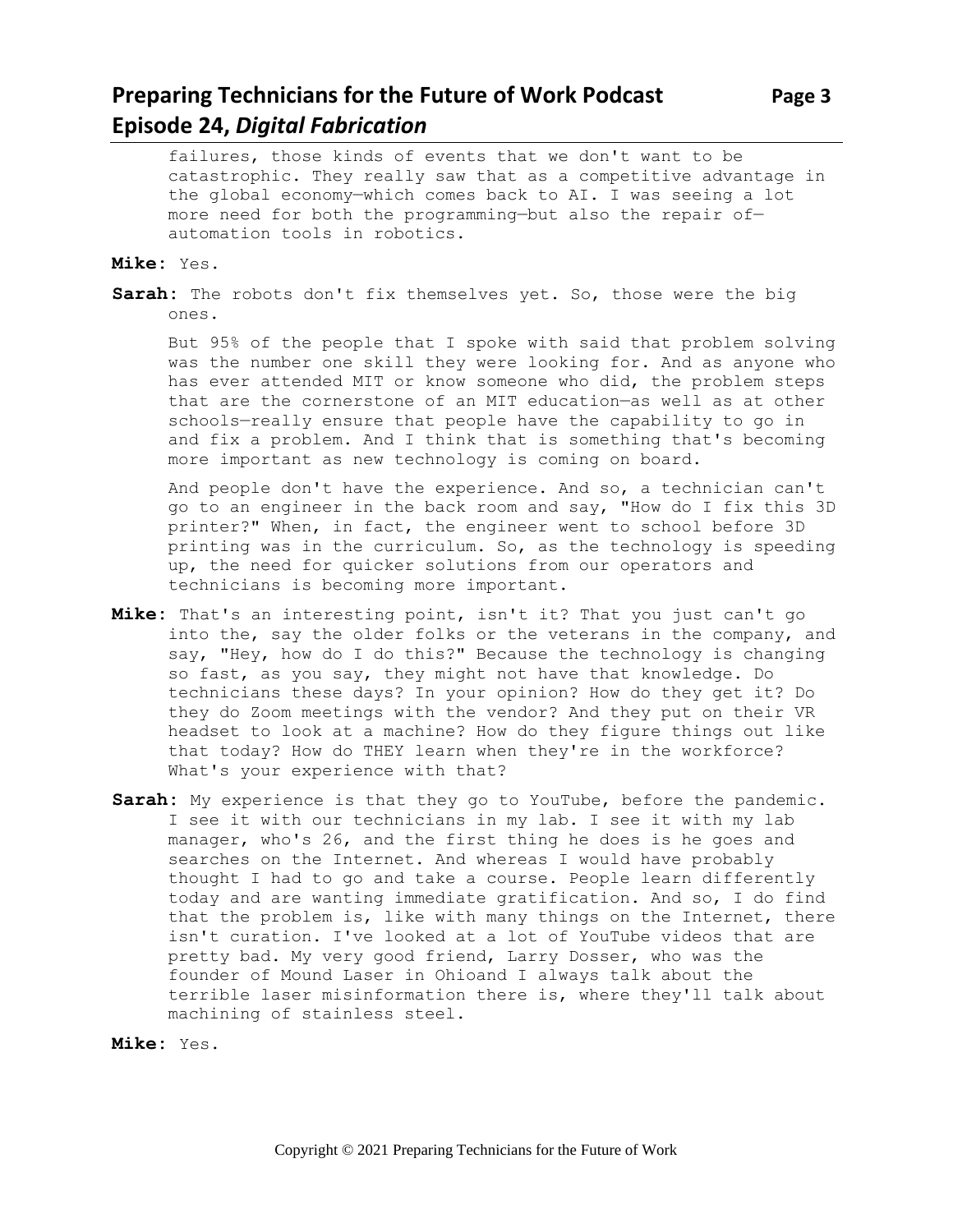failures, those kinds of events that we don't want to be catastrophic. They really saw that as a competitive advantage in the global economy—which comes back to AI. I was seeing a lot more need for both the programming—but also the repair of—automation tools in robotics.

**Mike:** Yes.

**Sarah:** The robots don't fix themselves yet. So, those were the big ones.

But 95% of the people that I spoke with said that problem solving was the number one skill they were looking for. And as anyone who has ever attended MIT or know someone who did, the problem steps that are the cornerstone of an MIT education—as well as at other schools—really ensure that people have the capability to go in and fix a problem. And I think that is something that's becoming more important as new technology is coming on board.

And people don't have the experience. And so, a technician can't go to an engineer in the back room and say, "How do I fix this 3D printer?" When, in fact, the engineer went to school before 3D printing was in the curriculum. So, as the technology is speeding up, the need for quicker solutions from our operators and technicians is becoming more important.

**Mike:** That's an interesting point, isn't it? That you just can't go into the, say the older folks or the veterans in the company, and say, "Hey, how do I do this?" Because the technology is changing so fast, as you say, they might not have that knowledge. Do technicians these days? In your opinion? How do they get it? Do they do Zoom meetings with the vendor? And they put on their VR headset to look at a machine? How do they figure things out like that today? How do THEY learn when they're in the workforce? What's your experience with that?

**Sarah:** My experience is that they go to YouTube, before the pandemic. I see it with our technicians in my lab. I see it with my lab manager, who's 26, and the first thing he does is he goes and searches on the Internet. And whereas I would have probably thought I had to go and take a course. People learn differently today and are wanting immediate gratification. And so, I do find that the problem is, like with many things on the Internet, there isn't curation. I've looked at a lot of YouTube videos that are pretty bad. My very good friend, Larry Dosser, who was the founder of Mound Laser in Ohioand I always talk about the terrible laser misinformation there is, where they'll talk about machining of stainless steel.

**Mike:** Yes.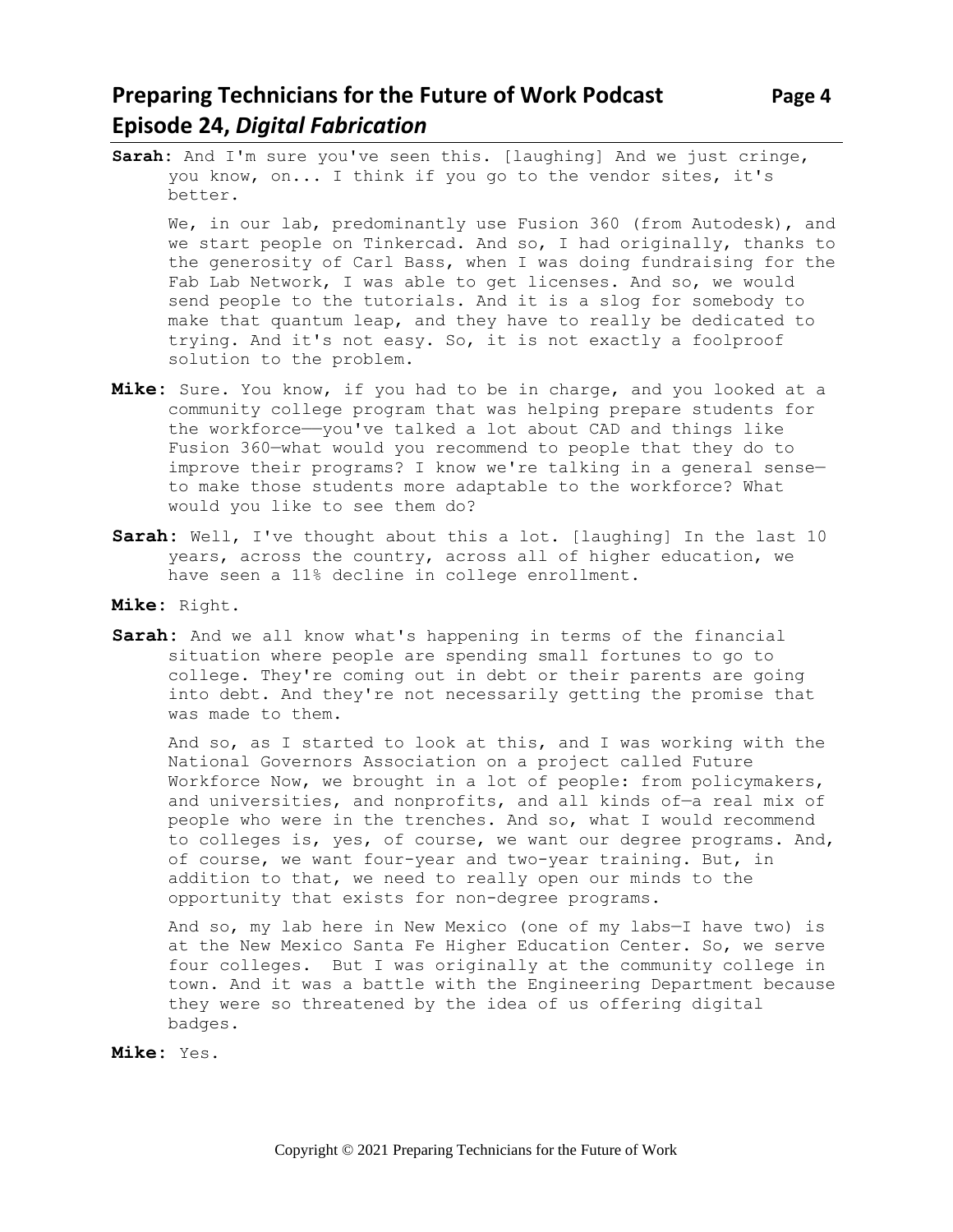**Sarah:** And I'm sure you've seen this. [laughing] And we just cringe, you know, on... I think if you go to the vendor sites, it's better.

We, in our lab, predominantly use Fusion 360 (from Autodesk), and we start people on Tinkercad. And so, I had originally, thanks to the generosity of Carl Bass, when I was doing fundraising for the Fab Lab Network, I was able to get licenses. And so, we would send people to the tutorials. And it is a slog for somebody to make that quantum leap, and they have to really be dedicated to trying. And it's not easy. So, it is not exactly a foolproof solution to the problem.

**Mike:** Sure. You know, if you had to be in charge, and you looked at a community college program that was helping prepare students for the workforce——you've talked a lot about CAD and things like Fusion 360—what would you recommend to people that they do to improve their programs? I know we're talking in a general sense—to make those students more adaptable to the workforce? What would you like to see them do?

**Sarah:** Well, I've thought about this a lot. [laughing] In the last 10 years, across the country, across all of higher education, we have seen a 11% decline in college enrollment.

**Mike:** Right.

**Sarah:** And we all know what's happening in terms of the financial situation where people are spending small fortunes to go to college. They're coming out in debt or their parents are going into debt. And they're not necessarily getting the promise that was made to them.

And so, as I started to look at this, and I was working with the National Governors Association on a project called Future Workforce Now, we brought in a lot of people: from policymakers, and universities, and nonprofits, and all kinds of—a real mix of people who were in the trenches. And so, what I would recommend to colleges is, yes, of course, we want our degree programs. And, of course, we want four-year and two-year training. But, in addition to that, we need to really open our minds to the opportunity that exists for non-degree programs.

And so, my lab here in New Mexico (one of my labs—I have two) is at the New Mexico Santa Fe Higher Education Center. So, we serve four colleges. But I was originally at the community college in town. And it was a battle with the Engineering Department because they were so threatened by the idea of us offering digital badges.

**Mike:** Yes.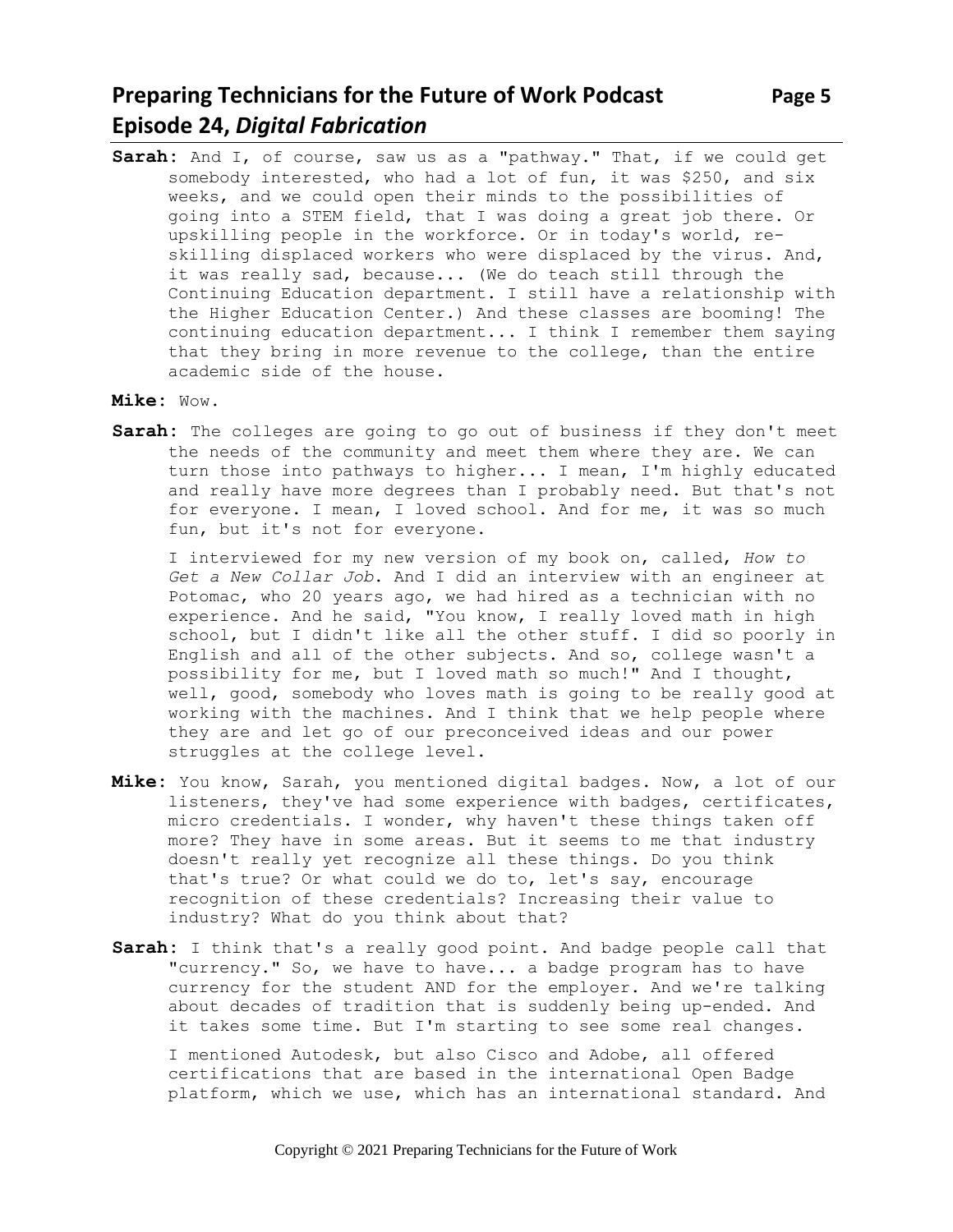**Sarah:** And I, of course, saw us as a "pathway." That, if we could get somebody interested, who had a lot of fun, it was $250, and six weeks, and we could open their minds to the possibilities of going into a STEM field, that I was doing a great job there. Or upskilling people in the workforce. Or in today's world, re-skilling displaced workers who were displaced by the virus. And, it was really sad, because... (We do teach still through the Continuing Education department. I still have a relationship with the Higher Education Center.) And these classes are booming! The continuing education department... I think I remember them saying that they bring in more revenue to the college, than the entire academic side of the house.

**Mike:** Wow.

**Sarah:** The colleges are going to go out of business if they don't meet the needs of the community and meet them where they are. We can turn those into pathways to higher... I mean, I'm highly educated and really have more degrees than I probably need. But that's not for everyone. I mean, I loved school. And for me, it was so much fun, but it's not for everyone.

I interviewed for my new version of my book on, called, *How to Get a New Collar Job*. And I did an interview with an engineer at Potomac, who 20 years ago, we had hired as a technician with no experience. And he said, "You know, I really loved math in high school, but I didn't like all the other stuff. I did so poorly in English and all of the other subjects. And so, college wasn't a possibility for me, but I loved math so much!" And I thought, well, good, somebody who loves math is going to be really good at working with the machines. And I think that we help people where they are and let go of our preconceived ideas and our power struggles at the college level.

**Mike:** You know, Sarah, you mentioned digital badges. Now, a lot of our listeners, they've had some experience with badges, certificates, micro credentials. I wonder, why haven't these things taken off more? They have in some areas. But it seems to me that industry doesn't really yet recognize all these things. Do you think that's true? Or what could we do to, let's say, encourage recognition of these credentials? Increasing their value to industry? What do you think about that?

**Sarah:** I think that's a really good point. And badge people call that "currency." So, we have to have... a badge program has to have currency for the student AND for the employer. And we're talking about decades of tradition that is suddenly being up-ended. And it takes some time. But I'm starting to see some real changes.

I mentioned Autodesk, but also Cisco and Adobe, all offered certifications that are based in the international Open Badge platform, which we use, which has an international standard. And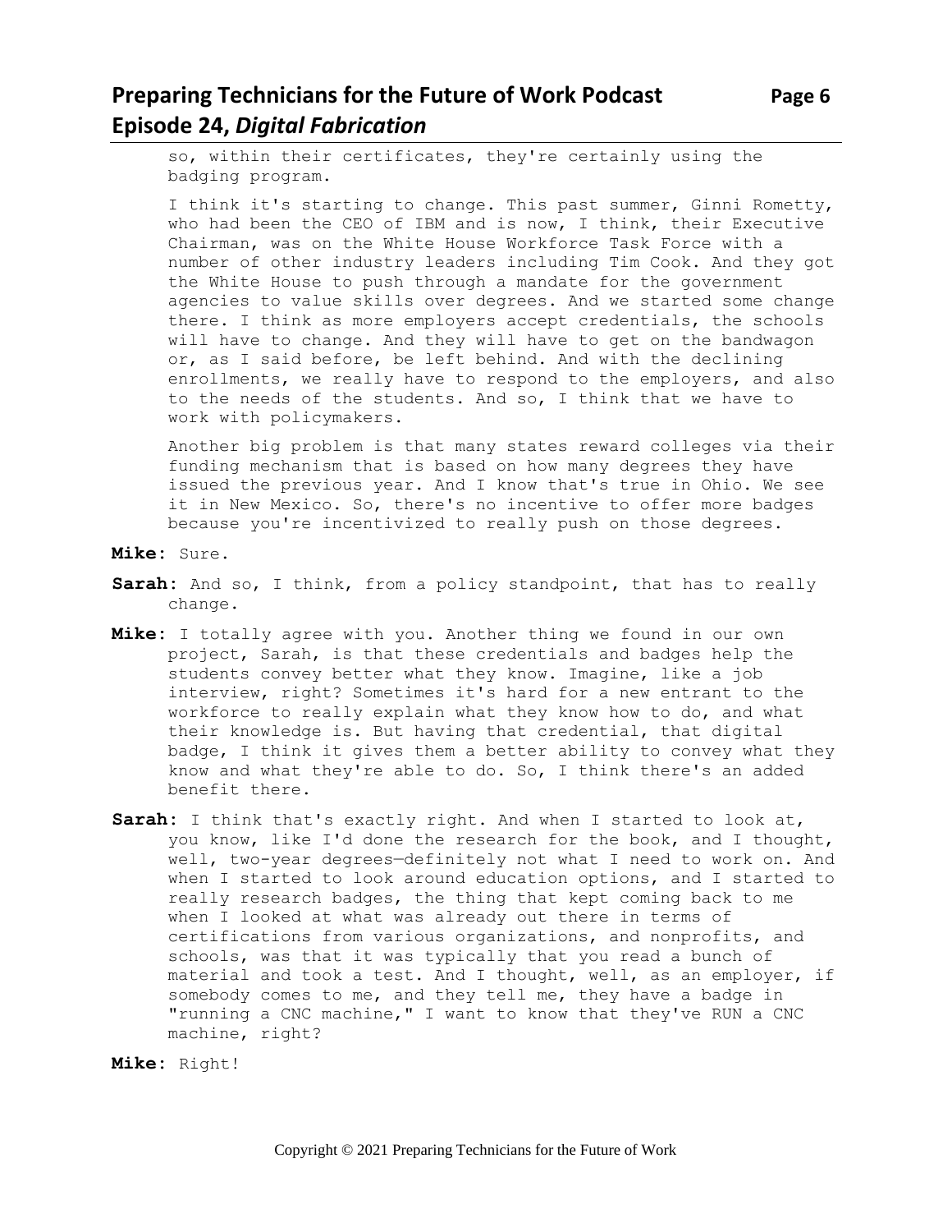so, within their certificates, they're certainly using the badging program.

I think it's starting to change. This past summer, Ginni Rometty, who had been the CEO of IBM and is now, I think, their Executive Chairman, was on the White House Workforce Task Force with a number of other industry leaders including Tim Cook. And they got the White House to push through a mandate for the government agencies to value skills over degrees. And we started some change there. I think as more employers accept credentials, the schools will have to change. And they will have to get on the bandwagon or, as I said before, be left behind. And with the declining enrollments, we really have to respond to the employers, and also to the needs of the students. And so, I think that we have to work with policymakers.

Another big problem is that many states reward colleges via their funding mechanism that is based on how many degrees they have issued the previous year. And I know that's true in Ohio. We see it in New Mexico. So, there's no incentive to offer more badges because you're incentivized to really push on those degrees.

**Mike:** Sure.

**Sarah:** And so, I think, from a policy standpoint, that has to really change.

**Mike:** I totally agree with you. Another thing we found in our own project, Sarah, is that these credentials and badges help the students convey better what they know. Imagine, like a job interview, right? Sometimes it's hard for a new entrant to the workforce to really explain what they know how to do, and what their knowledge is. But having that credential, that digital badge, I think it gives them a better ability to convey what they know and what they're able to do. So, I think there's an added benefit there.

**Sarah:** I think that's exactly right. And when I started to look at, you know, like I'd done the research for the book, and I thought, well, two-year degrees—definitely not what I need to work on. And when I started to look around education options, and I started to really research badges, the thing that kept coming back to me when I looked at what was already out there in terms of certifications from various organizations, and nonprofits, and schools, was that it was typically that you read a bunch of material and took a test. And I thought, well, as an employer, if somebody comes to me, and they tell me, they have a badge in "running a CNC machine," I want to know that they've RUN a CNC machine, right?

**Mike:** Right!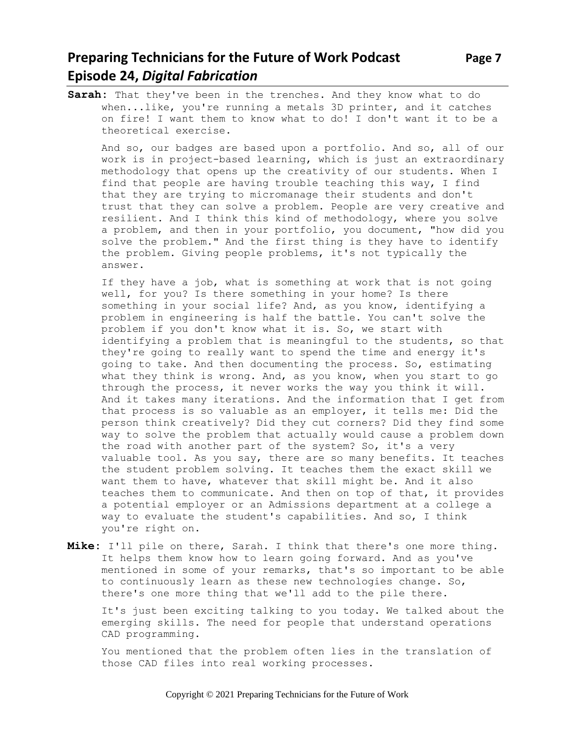**Sarah:** That they've been in the trenches. And they know what to do when...like, you're running a metals 3D printer, and it catches on fire! I want them to know what to do! I don't want it to be a theoretical exercise.

And so, our badges are based upon a portfolio. And so, all of our work is in project-based learning, which is just an extraordinary methodology that opens up the creativity of our students. When I find that people are having trouble teaching this way, I find that they are trying to micromanage their students and don't trust that they can solve a problem. People are very creative and resilient. And I think this kind of methodology, where you solve a problem, and then in your portfolio, you document, "how did you solve the problem." And the first thing is they have to identify the problem. Giving people problems, it's not typically the answer.

If they have a job, what is something at work that is not going well, for you? Is there something in your home? Is there something in your social life? And, as you know, identifying a problem in engineering is half the battle. You can't solve the problem if you don't know what it is. So, we start with identifying a problem that is meaningful to the students, so that they're going to really want to spend the time and energy it's going to take. And then documenting the process. So, estimating what they think is wrong. And, as you know, when you start to go through the process, it never works the way you think it will. And it takes many iterations. And the information that I get from that process is so valuable as an employer, it tells me: Did the person think creatively? Did they cut corners? Did they find some way to solve the problem that actually would cause a problem down the road with another part of the system? So, it's a very valuable tool. As you say, there are so many benefits. It teaches the student problem solving. It teaches them the exact skill we want them to have, whatever that skill might be. And it also teaches them to communicate. And then on top of that, it provides a potential employer or an Admissions department at a college a way to evaluate the student's capabilities. And so, I think you're right on.

**Mike:** I'll pile on there, Sarah. I think that there's one more thing. It helps them know how to learn going forward. And as you've mentioned in some of your remarks, that's so important to be able to continuously learn as these new technologies change. So, there's one more thing that we'll add to the pile there.

It's just been exciting talking to you today. We talked about the emerging skills. The need for people that understand operations CAD programming.

You mentioned that the problem often lies in the translation of those CAD files into real working processes.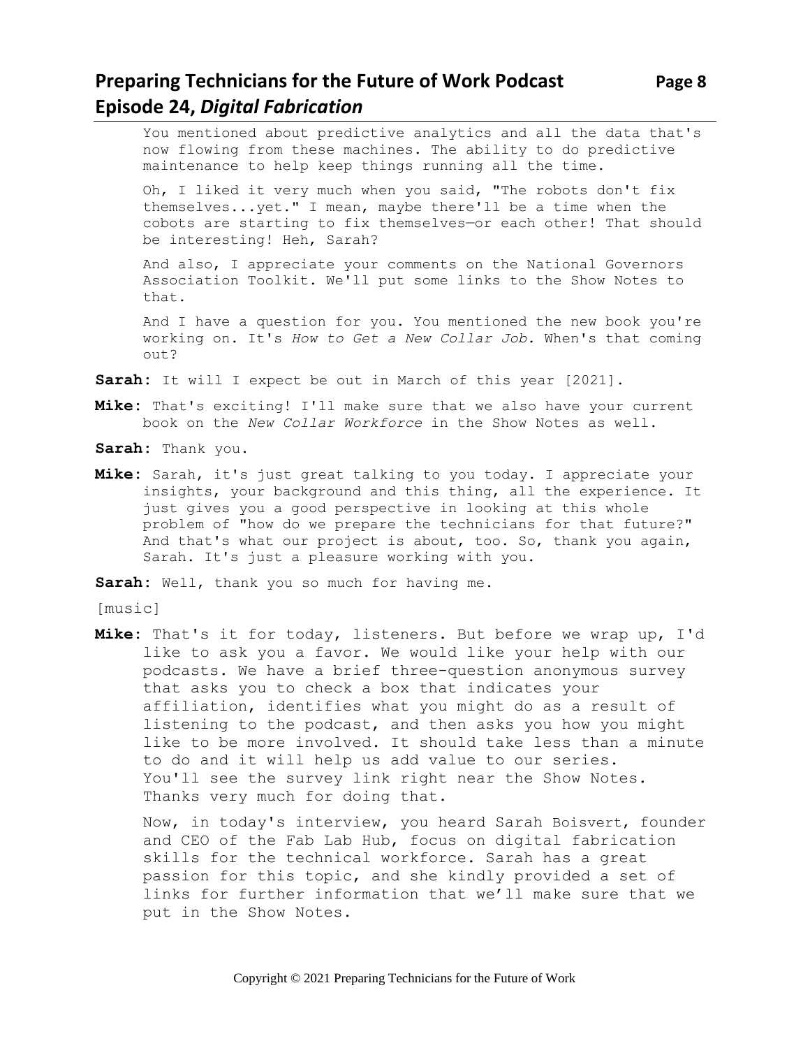You mentioned about predictive analytics and all the data that's now flowing from these machines. The ability to do predictive maintenance to help keep things running all the time.

Oh, I liked it very much when you said, "The robots don't fix themselves...yet." I mean, maybe there'll be a time when the cobots are starting to fix themselves—or each other! That should be interesting! Heh, Sarah?

And also, I appreciate your comments on the National Governors Association Toolkit. We'll put some links to the Show Notes to that.

And I have a question for you. You mentioned the new book you're working on. It's *How to Get a New Collar Job.* When's that coming out?

**Sarah:** It will I expect be out in March of this year [2021].

**Mike:** That's exciting! I'll make sure that we also have your current book on the *New Collar Workforce* in the Show Notes as well.

**Sarah:** Thank you.

**Mike:** Sarah, it's just great talking to you today. I appreciate your insights, your background and this thing, all the experience. It just gives you a good perspective in looking at this whole problem of "how do we prepare the technicians for that future?" And that's what our project is about, too. So, thank you again, Sarah. It's just a pleasure working with you.

**Sarah:** Well, thank you so much for having me.

[music]

**Mike:** That's it for today, listeners. But before we wrap up, I'd like to ask you a favor. We would like your help with our podcasts. We have a brief three-question anonymous survey that asks you to check a box that indicates your affiliation, identifies what you might do as a result of listening to the podcast, and then asks you how you might like to be more involved. It should take less than a minute to do and it will help us add value to our series. You'll see the survey link right near the Show Notes. Thanks very much for doing that.

Now, in today's interview, you heard Sarah Boisvert, founder and CEO of the Fab Lab Hub, focus on digital fabrication skills for the technical workforce. Sarah has a great passion for this topic, and she kindly provided a set of links for further information that we'll make sure that we put in the Show Notes.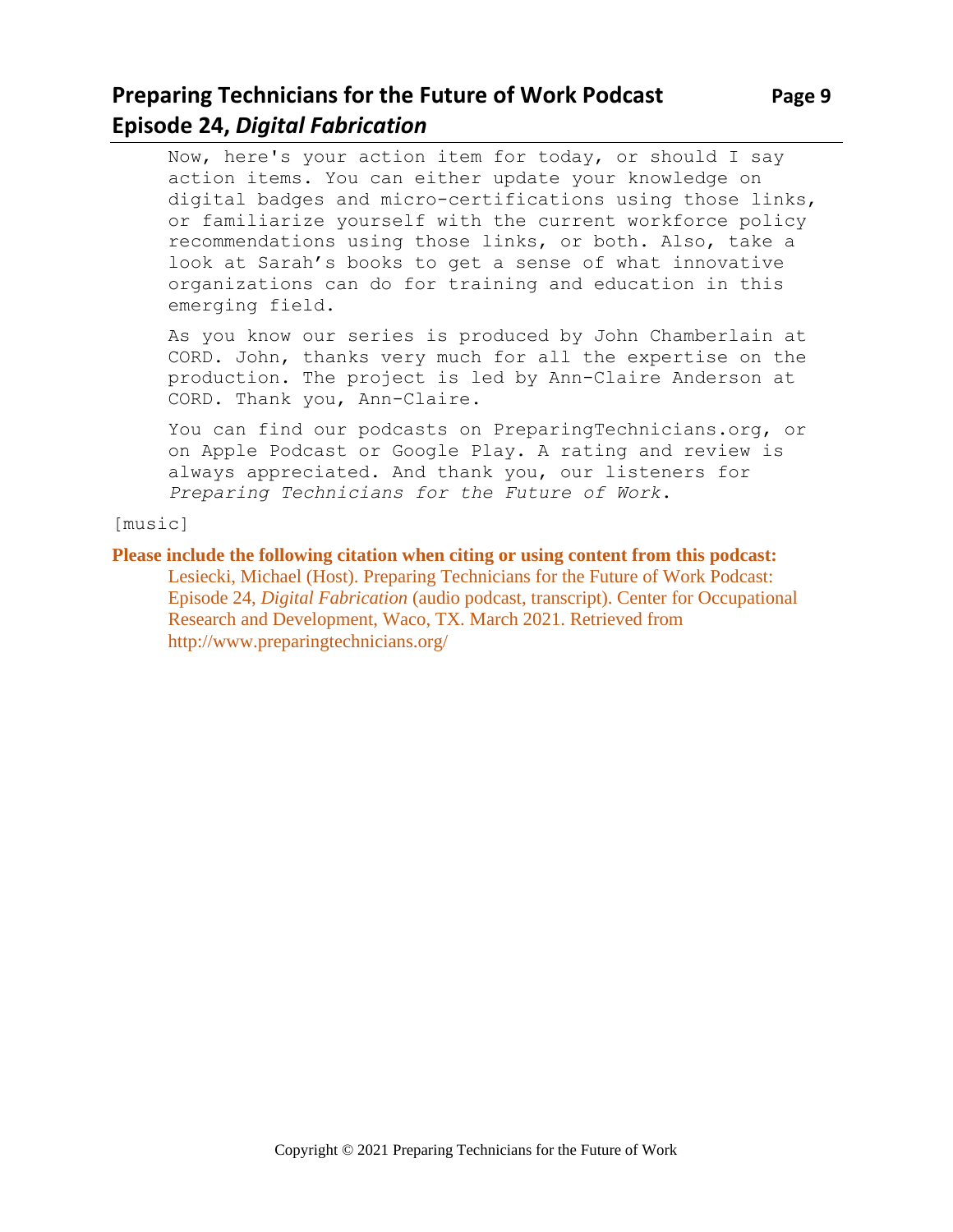Now, here's your action item for today, or should I say action items. You can either update your knowledge on digital badges and micro-certifications using those links, or familiarize yourself with the current workforce policy recommendations using those links, or both. Also, take a look at Sarah’s books to get a sense of what innovative organizations can do for training and education in this emerging field.

As you know our series is produced by John Chamberlain at CORD. John, thanks very much for all the expertise on the production. The project is led by Ann-Claire Anderson at CORD. Thank you, Ann-Claire.

You can find our podcasts on PreparingTechnicians.org, or on Apple Podcast or Google Play. A rating and review is always appreciated. And thank you, our listeners for *Preparing Technicians for the Future of Work*.

[music]

**Please include the following citation when citing or using content from this podcast:**

Lesiecki, Michael (Host). Preparing Technicians for the Future of Work Podcast: Episode 24, *Digital Fabrication* (audio podcast, transcript). Center for Occupational Research and Development, Waco, TX. March 2021. Retrieved from http://www.preparingtechnicians.org/

Copyright © 2021 Preparing Technicians for the Future of Work